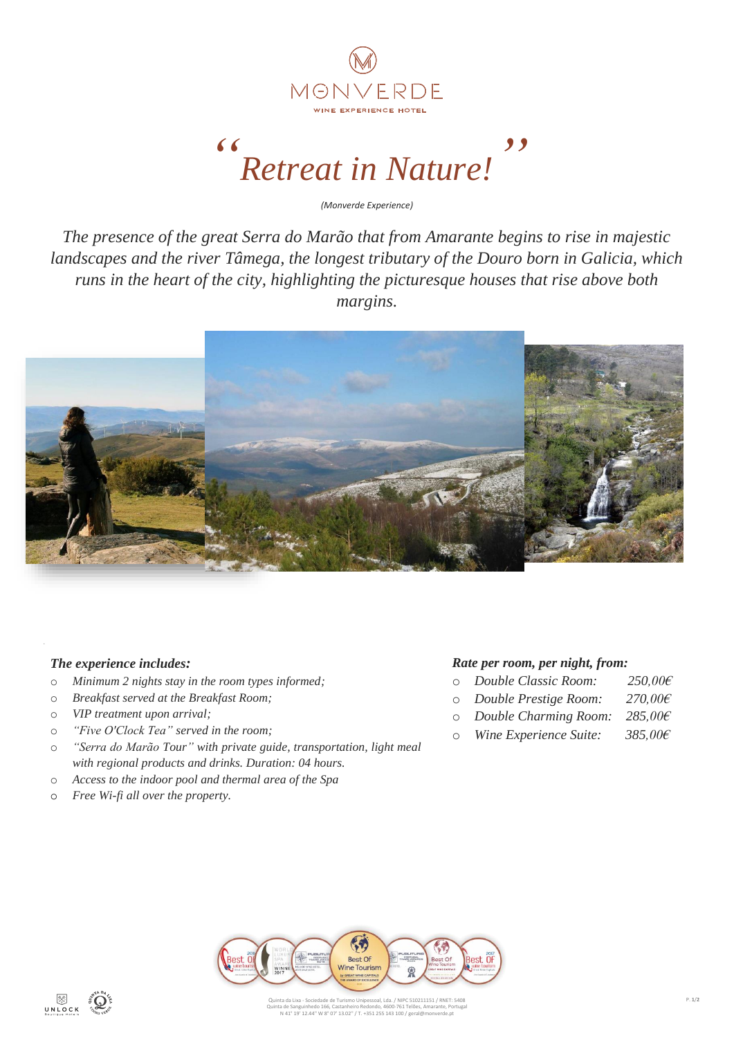# MONVERDE
WINE EXPERIENCE HOTEL

# *"Retreat in Nature!"*

*(Monverde Experience)*

*The presence of the great Serra do Marão that from Amarante begins to rise in majestic landscapes and the river Tâmega, the longest tributary of the Douro born in Galicia, which runs in the heart of the city, highlighting the picturesque houses that rise above both margins.*

***The experience includes:***

- *Minimum 2 nights stay in the room types informed;*
- *Breakfast served at the Breakfast Room;*
- *VIP treatment upon arrival;*
- *"Five O'Clock Tea" served in the room;*
- *"Serra do Marão Tour" with private guide, transportation, light meal with regional products and drinks. Duration: 04 hours.*
- *Access to the indoor pool and thermal area of the Spa*
- *Free Wi-fi all over the property.*

***Rate per room, per night, from:***

- *Double Classic Room: 250,00€*
- *Double Prestige Room: 270,00€*
- *Double Charming Room: 285,00€*
- *Wine Experience Suite: 385,00€*

Quinta da Lixa - Sociedade de Turismo Unipessoal, Lda. / NIPC 510211151 / RNET: 5408
Quinta de Sanguinhedo 166, Castanheiro Redondo, 4600-761 Teilões, Amarante, Portugal
N 41° 19' 12.44" W 8° 07' 13.02" / T. +351 255 143 100 / geral@monverde.pt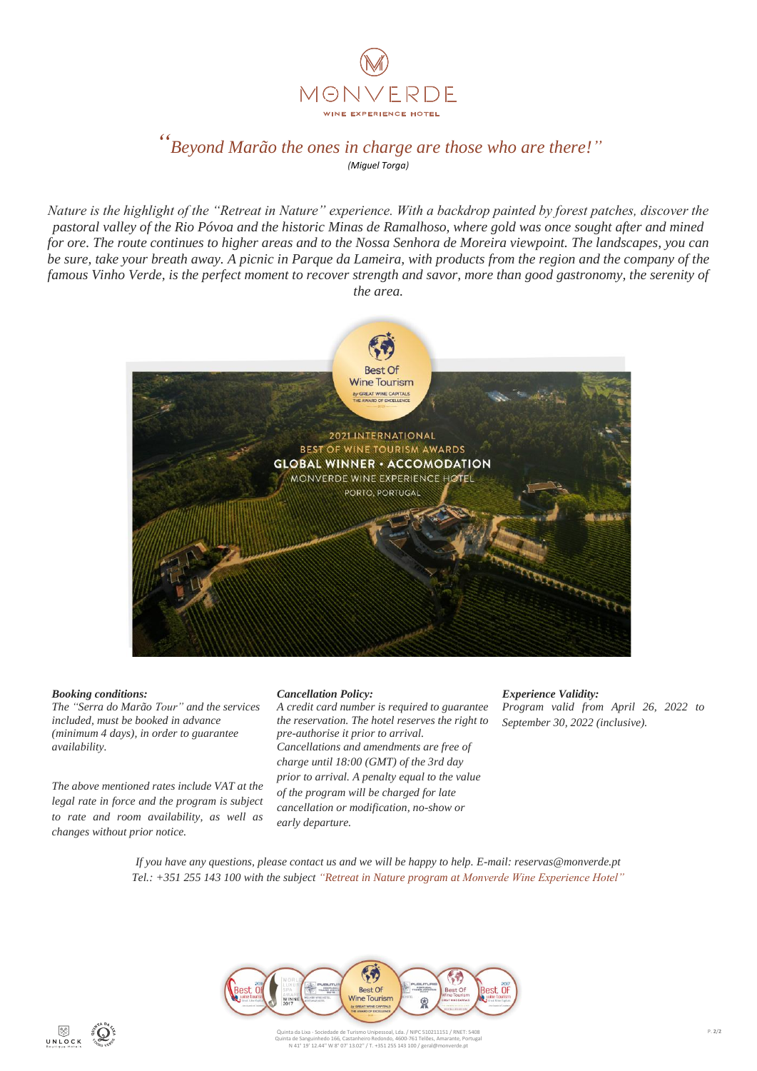# MONVERDE
WINE EXPERIENCE HOTEL

*"Beyond Marão the ones in charge are those who are there!"*

*(Miguel Torga)*

*Nature is the highlight of the "Retreat in Nature" experience. With a backdrop painted by forest patches, discover the pastoral valley of the Rio Póvoa and the historic Minas de Ramalhoso, where gold was once sought after and mined for ore. The route continues to higher areas and to the Nossa Senhora de Moreira viewpoint. The landscapes, you can be sure, take your breath away. A picnic in Parque da Lameira, with products from the region and the company of the famous Vinho Verde, is the perfect moment to recover strength and savor, more than good gastronomy, the serenity of the area.*

Best Of Wine Tourism by GREAT WINE CAPITALS THE AWARD OF EXCELLENCE

2021 INTERNATIONAL BEST OF WINE TOURISM AWARDS
GLOBAL WINNER • ACCOMODATION
MONVERDE WINE EXPERIENCE HOTEL
PORTO, PORTUGAL

***Booking conditions:***

*The "Serra do Marão Tour" and the services included, must be booked in advance (minimum 4 days), in order to guarantee availability.*

*The above mentioned rates include VAT at the legal rate in force and the program is subject to rate and room availability, as well as changes without prior notice.*

***Cancellation Policy:***

*A credit card number is required to guarantee the reservation. The hotel reserves the right to pre-authorise it prior to arrival.*
*Cancellations and amendments are free of charge until 18:00 (GMT) of the 3rd day prior to arrival. A penalty equal to the value of the program will be charged for late cancellation or modification, no-show or early departure.*

***Experience Validity:***

*Program valid from April 26, 2022 to September 30, 2022 (inclusive).*

*If you have any questions, please contact us and we will be happy to help. E-mail: reservas@monverde.pt*
*Tel.: +351 255 143 100 with the subject "Retreat in Nature program at Monverde Wine Experience Hotel"*

Quinta da Lixa - Sociedade de Turismo Unipessoal, Lda. / NIPC 510211151 / RNET: 5408
Quinta de Sanguinhedo 166, Castanheiro Redondo, 4600-761 Telões, Amarante, Portugal
N 41° 19' 12.44" W 8° 07' 13.02" / T. +351 255 143 100 / geral@monverde.pt